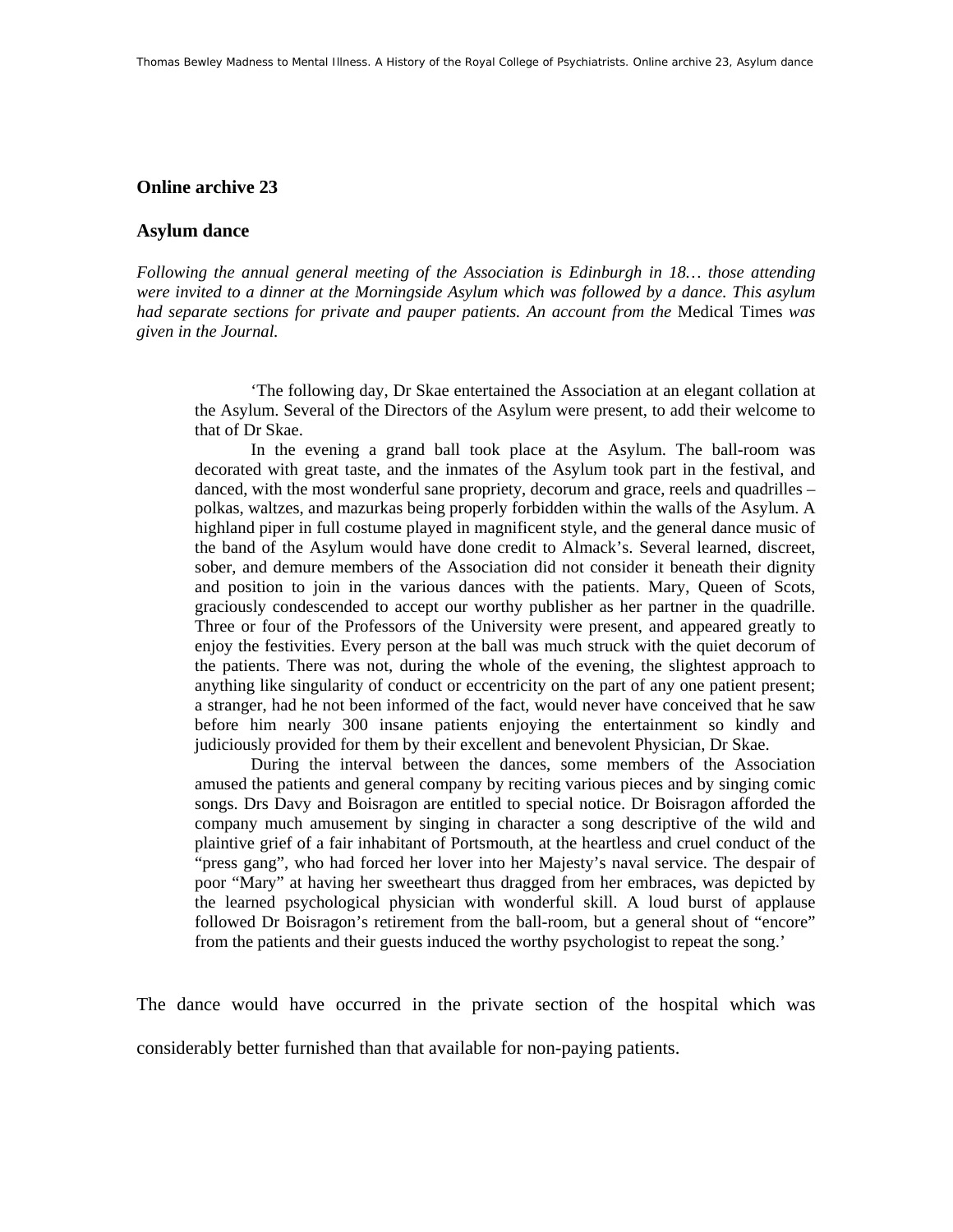## Online archive 23

## Asylum dance

*Following the annual general meeting of the Association is Edinburgh in 18… those attending were invited to a dinner at the Morningside Asylum which was followed by a dance. This asylum had separate sections for private and pauper patients. An account from the* Medical Times *was given in the Journal.*

> 'The following day, Dr Skae entertained the Association at an elegant collation at the Asylum. Several of the Directors of the Asylum were present, to add their welcome to that of Dr Skae.
>
> In the evening a grand ball took place at the Asylum. The ball-room was decorated with great taste, and the inmates of the Asylum took part in the festival, and danced, with the most wonderful sane propriety, decorum and grace, reels and quadrilles – polkas, waltzes, and mazurkas being properly forbidden within the walls of the Asylum. A highland piper in full costume played in magnificent style, and the general dance music of the band of the Asylum would have done credit to Almack's. Several learned, discreet, sober, and demure members of the Association did not consider it beneath their dignity and position to join in the various dances with the patients. Mary, Queen of Scots, graciously condescended to accept our worthy publisher as her partner in the quadrille. Three or four of the Professors of the University were present, and appeared greatly to enjoy the festivities. Every person at the ball was much struck with the quiet decorum of the patients. There was not, during the whole of the evening, the slightest approach to anything like singularity of conduct or eccentricity on the part of any one patient present; a stranger, had he not been informed of the fact, would never have conceived that he saw before him nearly 300 insane patients enjoying the entertainment so kindly and judiciously provided for them by their excellent and benevolent Physician, Dr Skae.
>
> During the interval between the dances, some members of the Association amused the patients and general company by reciting various pieces and by singing comic songs. Drs Davy and Boisragon are entitled to special notice. Dr Boisragon afforded the company much amusement by singing in character a song descriptive of the wild and plaintive grief of a fair inhabitant of Portsmouth, at the heartless and cruel conduct of the "press gang", who had forced her lover into her Majesty's naval service. The despair of poor "Mary" at having her sweetheart thus dragged from her embraces, was depicted by the learned psychological physician with wonderful skill. A loud burst of applause followed Dr Boisragon's retirement from the ball-room, but a general shout of "encore" from the patients and their guests induced the worthy psychologist to repeat the song.'

The dance would have occurred in the private section of the hospital which was considerably better furnished than that available for non-paying patients.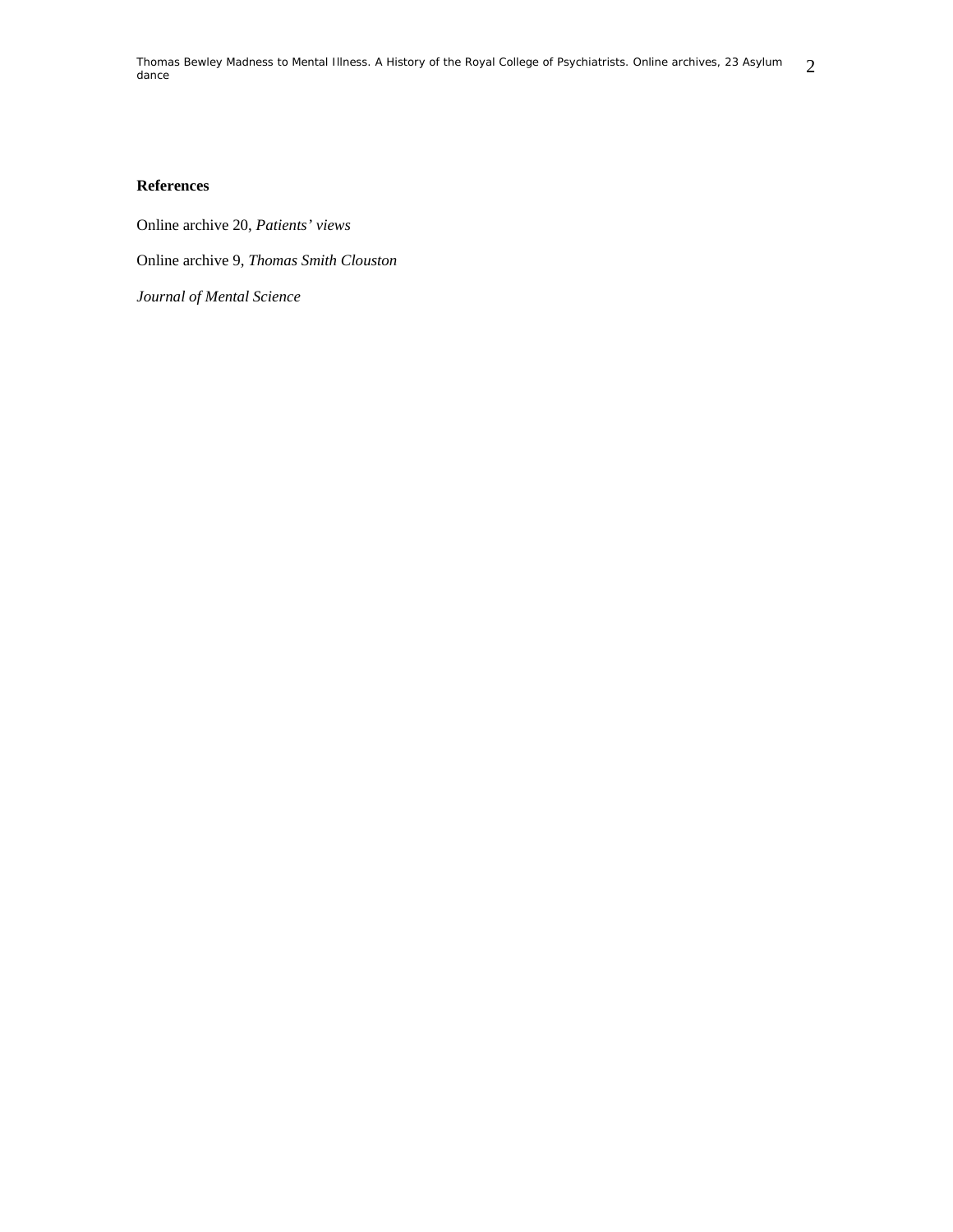**References**

Online archive 20, *Patients' views*

Online archive 9, *Thomas Smith Clouston*

*Journal of Mental Science*